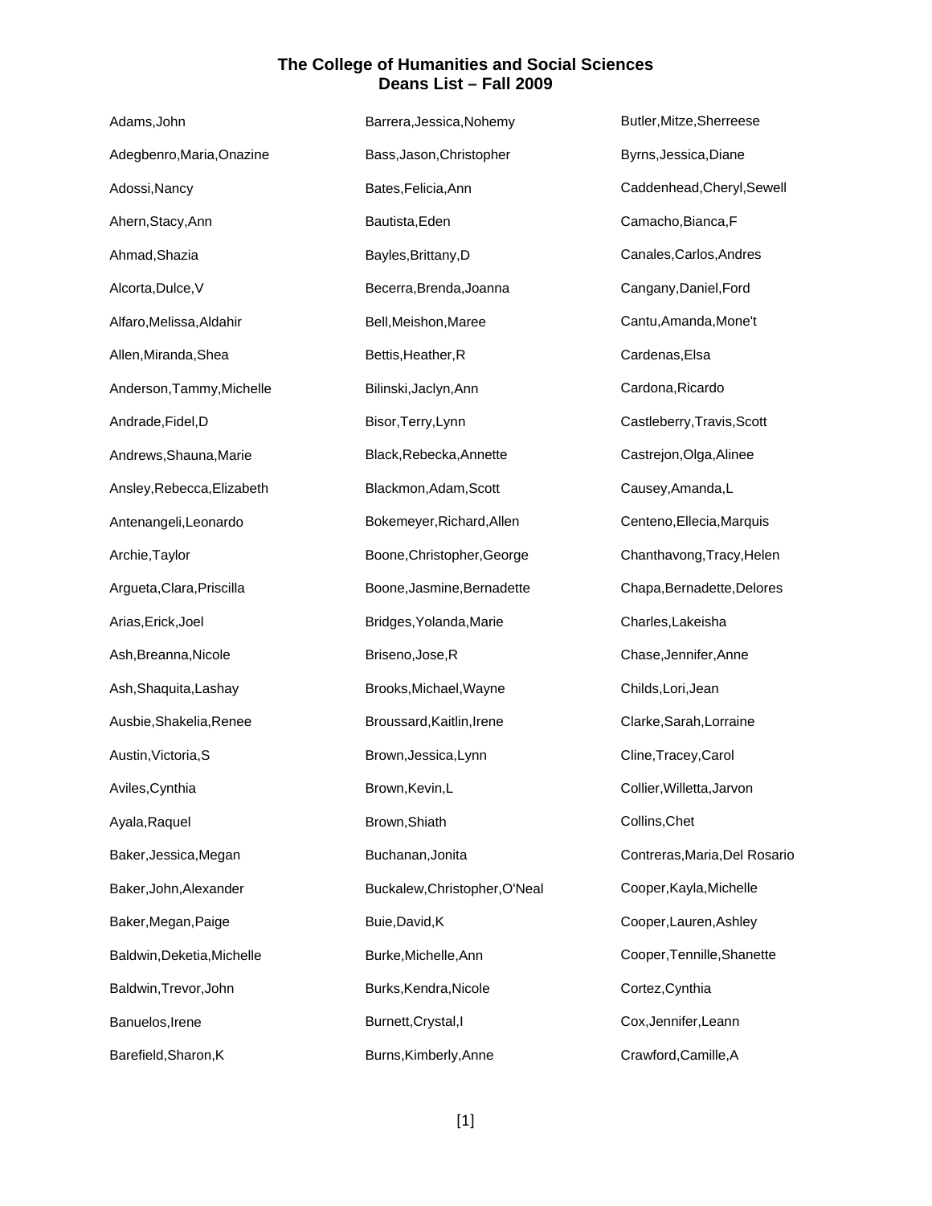# The College of Humanities and Social Sciences
## Deans List – Fall 2009

Adams,John

Adegbenro,Maria,Onazine

Adossi,Nancy

Ahern,Stacy,Ann

Ahmad,Shazia

Alcorta,Dulce,V

Alfaro,Melissa,Aldahir

Allen,Miranda,Shea

Anderson,Tammy,Michelle

Andrade,Fidel,D

Andrews,Shauna,Marie

Ansley,Rebecca,Elizabeth

Antenangeli,Leonardo

Archie,Taylor

Argueta,Clara,Priscilla

Arias,Erick,Joel

Ash,Breanna,Nicole

Ash,Shaquita,Lashay

Ausbie,Shakelia,Renee

Austin,Victoria,S

Aviles,Cynthia

Ayala,Raquel

Baker,Jessica,Megan

Baker,John,Alexander

Baker,Megan,Paige

Baldwin,Deketia,Michelle

Baldwin,Trevor,John

Banuelos,Irene

Barefield,Sharon,K

Barrera,Jessica,Nohemy

Bass,Jason,Christopher

Bates,Felicia,Ann

Bautista,Eden

Bayles,Brittany,D

Becerra,Brenda,Joanna

Bell,Meishon,Maree

Bettis,Heather,R

Bilinski,Jaclyn,Ann

Bisor,Terry,Lynn

Black,Rebecka,Annette

Blackmon,Adam,Scott

Bokemeyer,Richard,Allen

Boone,Christopher,George

Boone,Jasmine,Bernadette

Bridges,Yolanda,Marie

Briseno,Jose,R

Brooks,Michael,Wayne

Broussard,Kaitlin,Irene

Brown,Jessica,Lynn

Brown,Kevin,L

Brown,Shiath

Buchanan,Jonita

Buckalew,Christopher,O'Neal

Buie,David,K

Burke,Michelle,Ann

Burks,Kendra,Nicole

Burnett,Crystal,I

Burns,Kimberly,Anne

Butler,Mitze,Sherreese

Byrns,Jessica,Diane

Caddenhead,Cheryl,Sewell

Camacho,Bianca,F

Canales,Carlos,Andres

Cangany,Daniel,Ford

Cantu,Amanda,Mone't

Cardenas,Elsa

Cardona,Ricardo

Castleberry,Travis,Scott

Castrejon,Olga,Alinee

Causey,Amanda,L

Centeno,Ellecia,Marquis

Chanthavong,Tracy,Helen

Chapa,Bernadette,Delores

Charles,Lakeisha

Chase,Jennifer,Anne

Childs,Lori,Jean

Clarke,Sarah,Lorraine

Cline,Tracey,Carol

Collier,Willetta,Jarvon

Collins,Chet

Contreras,Maria,Del Rosario

Cooper,Kayla,Michelle

Cooper,Lauren,Ashley

Cooper,Tennille,Shanette

Cortez,Cynthia

Cox,Jennifer,Leann

Crawford,Camille,A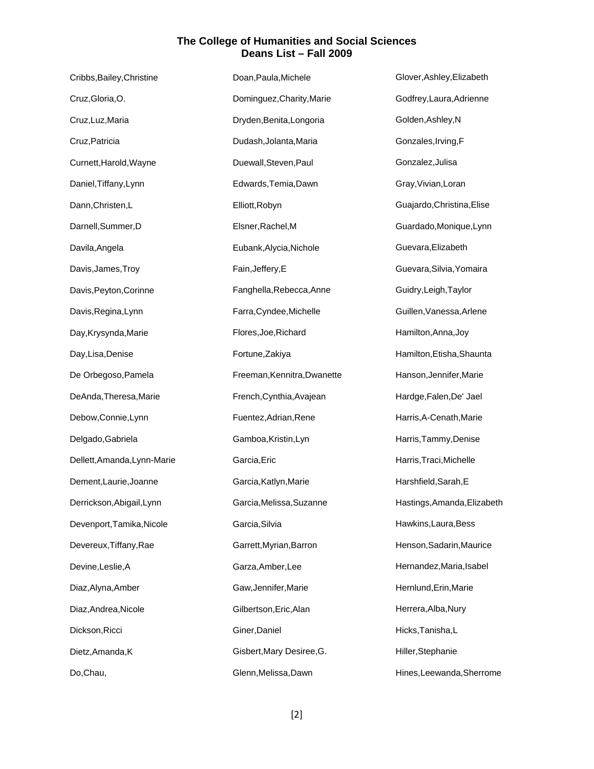**The College of Humanities and Social Sciences**
**Deans List – Fall 2009**

Cribbs,Bailey,Christine
Cruz,Gloria,O.
Cruz,Luz,Maria
Cruz,Patricia
Curnett,Harold,Wayne
Daniel,Tiffany,Lynn
Dann,Christen,L
Darnell,Summer,D
Davila,Angela
Davis,James,Troy
Davis,Peyton,Corinne
Davis,Regina,Lynn
Day,Krysynda,Marie
Day,Lisa,Denise
De Orbegoso,Pamela
DeAnda,Theresa,Marie
Debow,Connie,Lynn
Delgado,Gabriela
Dellett,Amanda,Lynn-Marie
Dement,Laurie,Joanne
Derrickson,Abigail,Lynn
Devenport,Tamika,Nicole
Devereux,Tiffany,Rae
Devine,Leslie,A
Diaz,Alyna,Amber
Diaz,Andrea,Nicole
Dickson,Ricci
Dietz,Amanda,K
Do,Chau,
Doan,Paula,Michele
Dominguez,Charity,Marie
Dryden,Benita,Longoria
Dudash,Jolanta,Maria
Duewall,Steven,Paul
Edwards,Temia,Dawn
Elliott,Robyn
Elsner,Rachel,M
Eubank,Alycia,Nichole
Fain,Jeffery,E
Fanghella,Rebecca,Anne
Farra,Cyndee,Michelle
Flores,Joe,Richard
Fortune,Zakiya
Freeman,Kennitra,Dwanette
French,Cynthia,Avajean
Fuentez,Adrian,Rene
Gamboa,Kristin,Lyn
Garcia,Eric
Garcia,Katlyn,Marie
Garcia,Melissa,Suzanne
Garcia,Silvia
Garrett,Myrian,Barron
Garza,Amber,Lee
Gaw,Jennifer,Marie
Gilbertson,Eric,Alan
Giner,Daniel
Gisbert,Mary Desiree,G.
Glenn,Melissa,Dawn
Glover,Ashley,Elizabeth
Godfrey,Laura,Adrienne
Golden,Ashley,N
Gonzales,Irving,F
Gonzalez,Julisa
Gray,Vivian,Loran
Guajardo,Christina,Elise
Guardado,Monique,Lynn
Guevara,Elizabeth
Guevara,Silvia,Yomaira
Guidry,Leigh,Taylor
Guillen,Vanessa,Arlene
Hamilton,Anna,Joy
Hamilton,Etisha,Shaunta
Hanson,Jennifer,Marie
Hardge,Falen,De' Jael
Harris,A-Cenath,Marie
Harris,Tammy,Denise
Harris,Traci,Michelle
Harshfield,Sarah,E
Hastings,Amanda,Elizabeth
Hawkins,Laura,Bess
Henson,Sadarin,Maurice
Hernandez,Maria,Isabel
Hernlund,Erin,Marie
Herrera,Alba,Nury
Hicks,Tanisha,L
Hiller,Stephanie
Hines,Leewanda,Sherrome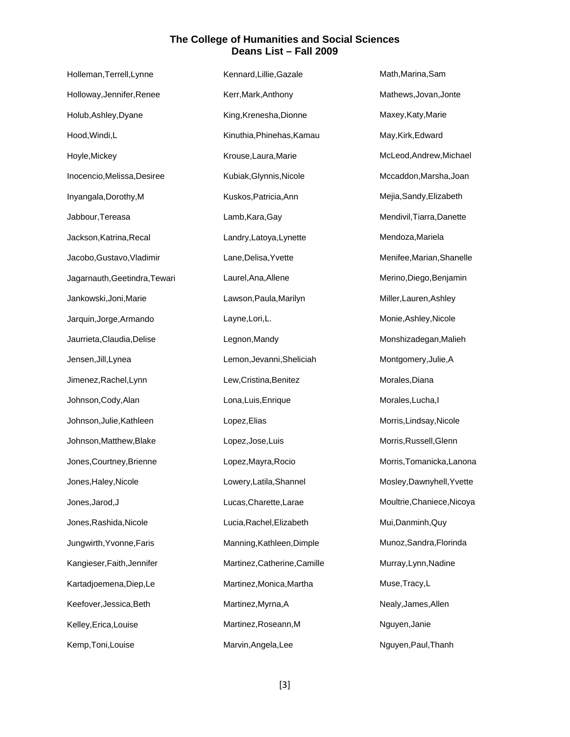## The College of Humanities and Social Sciences
## Deans List – Fall 2009

Holleman,Terrell,Lynne

Holloway,Jennifer,Renee

Holub,Ashley,Dyane

Hood,Windi,L

Hoyle,Mickey

Inocencio,Melissa,Desiree

Inyangala,Dorothy,M

Jabbour,Tereasa

Jackson,Katrina,Recal

Jacobo,Gustavo,Vladimir

Jagarnauth,Geetindra,Tewari

Jankowski,Joni,Marie

Jarquin,Jorge,Armando

Jaurrieta,Claudia,Delise

Jensen,Jill,Lynea

Jimenez,Rachel,Lynn

Johnson,Cody,Alan

Johnson,Julie,Kathleen

Johnson,Matthew,Blake

Jones,Courtney,Brienne

Jones,Haley,Nicole

Jones,Jarod,J

Jones,Rashida,Nicole

Jungwirth,Yvonne,Faris

Kangieser,Faith,Jennifer

Kartadjoemena,Diep,Le

Keefover,Jessica,Beth

Kelley,Erica,Louise

Kemp,Toni,Louise

Kennard,Lillie,Gazale

Kerr,Mark,Anthony

King,Krenesha,Dionne

Kinuthia,Phinehas,Kamau

Krouse,Laura,Marie

Kubiak,Glynnis,Nicole

Kuskos,Patricia,Ann

Lamb,Kara,Gay

Landry,Latoya,Lynette

Lane,Delisa,Yvette

Laurel,Ana,Allene

Lawson,Paula,Marilyn

Layne,Lori,L.

Legnon,Mandy

Lemon,Jevanni,Sheliciah

Lew,Cristina,Benitez

Lona,Luis,Enrique

Lopez,Elias

Lopez,Jose,Luis

Lopez,Mayra,Rocio

Lowery,Latila,Shannel

Lucas,Charette,Larae

Lucia,Rachel,Elizabeth

Manning,Kathleen,Dimple

Martinez,Catherine,Camille

Martinez,Monica,Martha

Martinez,Myrna,A

Martinez,Roseann,M

Marvin,Angela,Lee

Math,Marina,Sam

Mathews,Jovan,Jonte

Maxey,Katy,Marie

May,Kirk,Edward

McLeod,Andrew,Michael

Mccaddon,Marsha,Joan

Mejia,Sandy,Elizabeth

Mendivil,Tiarra,Danette

Mendoza,Mariela

Menifee,Marian,Shanelle

Merino,Diego,Benjamin

Miller,Lauren,Ashley

Monie,Ashley,Nicole

Monshizadegan,Malieh

Montgomery,Julie,A

Morales,Diana

Morales,Lucha,I

Morris,Lindsay,Nicole

Morris,Russell,Glenn

Morris,Tomanicka,Lanona

Mosley,Dawnyhell,Yvette

Moultrie,Chaniece,Nicoya

Mui,Danminh,Quy

Munoz,Sandra,Florinda

Murray,Lynn,Nadine

Muse,Tracy,L

Nealy,James,Allen

Nguyen,Janie

Nguyen,Paul,Thanh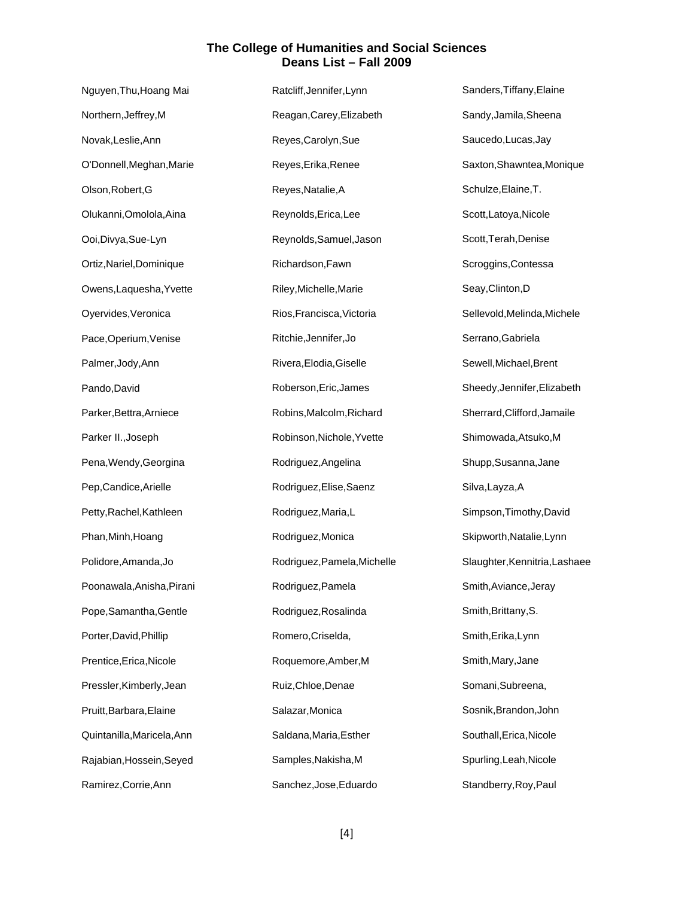# The College of Humanities and Social Sciences
## Deans List – Fall 2009

Nguyen,Thu,Hoang Mai

Northern,Jeffrey,M

Novak,Leslie,Ann

O'Donnell,Meghan,Marie

Olson,Robert,G

Olukanni,Omololа,Aina

Ooi,Divya,Sue-Lyn

Ortiz,Nariel,Dominique

Owens,Laquesha,Yvette

Oyervides,Veronica

Pace,Operium,Venise

Palmer,Jody,Ann

Pando,David

Parker,Bettra,Arniece

Parker II.,Joseph

Pena,Wendy,Georgina

Pep,Candice,Arielle

Petty,Rachel,Kathleen

Phan,Minh,Hoang

Polidore,Amanda,Jo

Poonawala,Anisha,Pirani

Pope,Samantha,Gentle

Porter,David,Phillip

Prentice,Erica,Nicole

Pressler,Kimberly,Jean

Pruitt,Barbara,Elaine

Quintanilla,Maricela,Ann

Rajabian,Hossein,Seyed

Ramirez,Corrie,Ann

Ratcliff,Jennifer,Lynn

Reagan,Carey,Elizabeth

Reyes,Carolyn,Sue

Reyes,Erika,Renee

Reyes,Natalie,A

Reynolds,Erica,Lee

Reynolds,Samuel,Jason

Richardson,Fawn

Riley,Michelle,Marie

Rios,Francisca,Victoria

Ritchie,Jennifer,Jo

Rivera,Elodia,Giselle

Roberson,Eric,James

Robins,Malcolm,Richard

Robinson,Nichole,Yvette

Rodriguez,Angelina

Rodriguez,Elise,Saenz

Rodriguez,Maria,L

Rodriguez,Monica

Rodriguez,Pamela,Michelle

Rodriguez,Pamela

Rodriguez,Rosalinda

Romero,Criselda,

Roquemore,Amber,M

Ruiz,Chloe,Denae

Salazar,Monica

Saldana,Maria,Esther

Samples,Nakisha,M

Sanchez,Jose,Eduardo

Sanders,Tiffany,Elaine

Sandy,Jamila,Sheena

Saucedo,Lucas,Jay

Saxton,Shawntea,Monique

Schulze,Elaine,T.

Scott,Latoya,Nicole

Scott,Terah,Denise

Scroggins,Contessa

Seay,Clinton,D

Sellevold,Melinda,Michele

Serrano,Gabriela

Sewell,Michael,Brent

Sheedy,Jennifer,Elizabeth

Sherrard,Clifford,Jamaile

Shimowada,Atsuko,M

Shupp,Susanna,Jane

Silva,Layza,A

Simpson,Timothy,David

Skipworth,Natalie,Lynn

Slaughter,Kennitria,Lashaee

Smith,Aviance,Jeray

Smith,Brittany,S.

Smith,Erika,Lynn

Smith,Mary,Jane

Somani,Subreena,

Sosnik,Brandon,John

Southall,Erica,Nicole

Spurling,Leah,Nicole

Standberry,Roy,Paul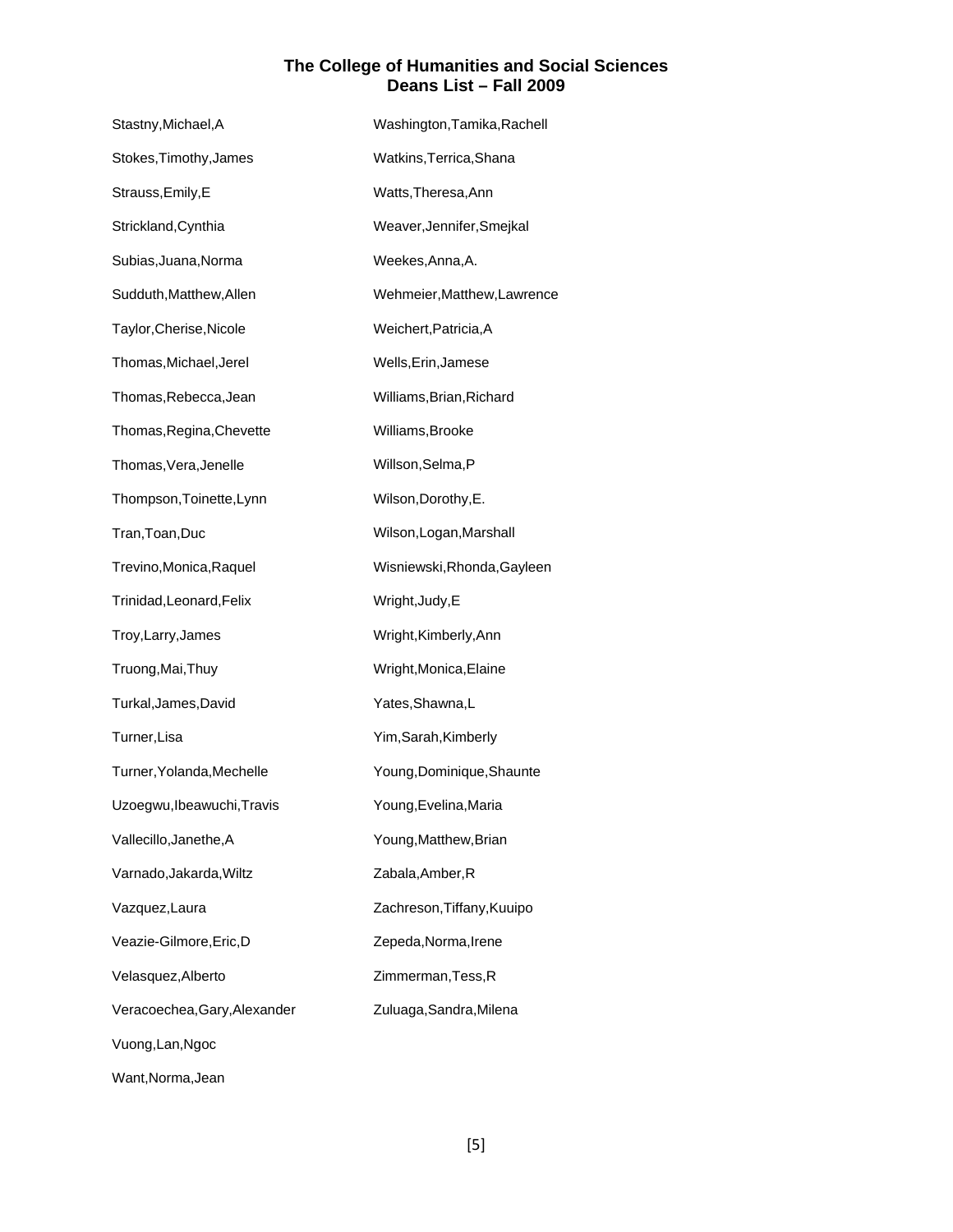## The College of Humanities and Social Sciences
## Deans List – Fall 2009

Stastny,Michael,A

Stokes,Timothy,James

Strauss,Emily,E

Strickland,Cynthia

Subias,Juana,Norma

Sudduth,Matthew,Allen

Taylor,Cherise,Nicole

Thomas,Michael,Jerel

Thomas,Rebecca,Jean

Thomas,Regina,Chevette

Thomas,Vera,Jenelle

Thompson,Toinette,Lynn

Tran,Toan,Duc

Trevino,Monica,Raquel

Trinidad,Leonard,Felix

Troy,Larry,James

Truong,Mai,Thuy

Turkal,James,David

Turner,Lisa

Turner,Yolanda,Mechelle

Uzoegwu,Ibeawuchi,Travis

Vallecillo,Janethe,A

Varnado,Jakarda,Wiltz

Vazquez,Laura

Veazie-Gilmore,Eric,D

Velasquez,Alberto

Veracoechea,Gary,Alexander

Vuong,Lan,Ngoc

Want,Norma,Jean

Washington,Tamika,Rachell

Watkins,Terrica,Shana

Watts,Theresa,Ann

Weaver,Jennifer,Smejkal

Weekes,Anna,A.

Wehmeier,Matthew,Lawrence

Weichert,Patricia,A

Wells,Erin,Jamese

Williams,Brian,Richard

Williams,Brooke

Willson,Selma,P

Wilson,Dorothy,E.

Wilson,Logan,Marshall

Wisniewski,Rhonda,Gayleen

Wright,Judy,E

Wright,Kimberly,Ann

Wright,Monica,Elaine

Yates,Shawna,L

Yim,Sarah,Kimberly

Young,Dominique,Shaunte

Young,Evelina,Maria

Young,Matthew,Brian

Zabala,Amber,R

Zachreson,Tiffany,Kuuipo

Zepeda,Norma,Irene

Zimmerman,Tess,R

Zuluaga,Sandra,Milena